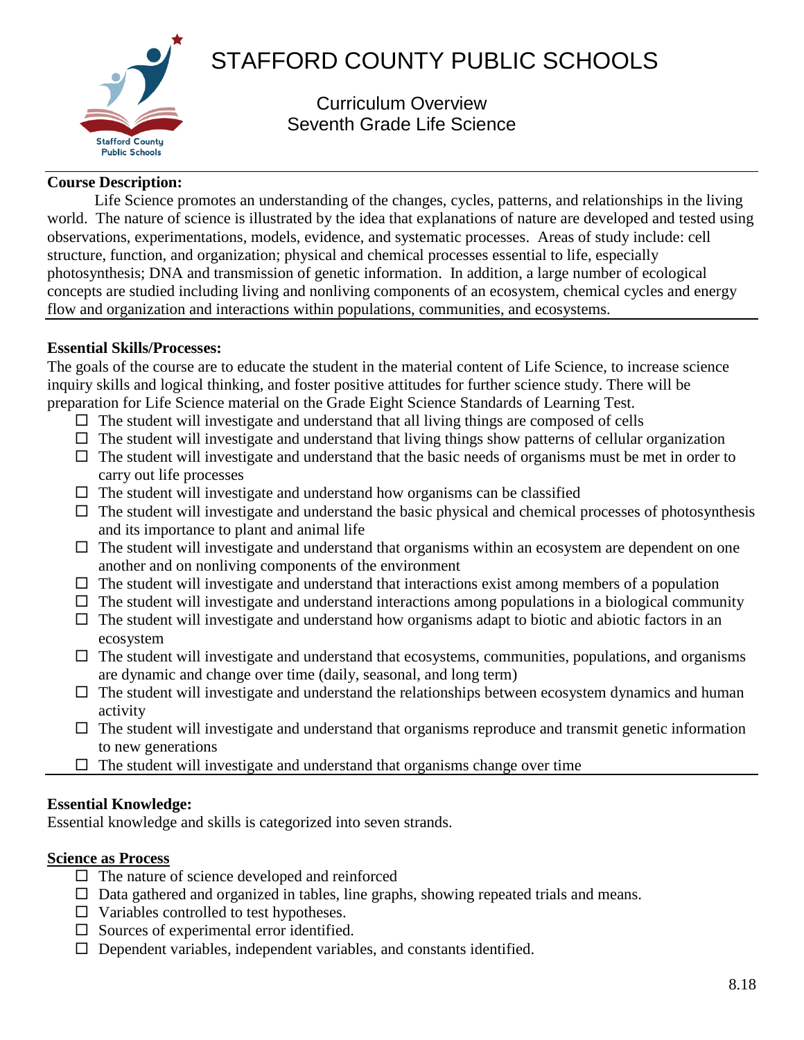# STAFFORD COUNTY PUBLIC SCHOOLS

Curriculum Overview
Seventh Grade Life Science

**Course Description:**

Life Science promotes an understanding of the changes, cycles, patterns, and relationships in the living world. The nature of science is illustrated by the idea that explanations of nature are developed and tested using observations, experimentations, models, evidence, and systematic processes. Areas of study include: cell structure, function, and organization; physical and chemical processes essential to life, especially photosynthesis; DNA and transmission of genetic information. In addition, a large number of ecological concepts are studied including living and nonliving components of an ecosystem, chemical cycles and energy flow and organization and interactions within populations, communities, and ecosystems.

**Essential Skills/Processes:**

The goals of the course are to educate the student in the material content of Life Science, to increase science inquiry skills and logical thinking, and foster positive attitudes for further science study. There will be preparation for Life Science material on the Grade Eight Science Standards of Learning Test.

- ☐ The student will investigate and understand that all living things are composed of cells
- ☐ The student will investigate and understand that living things show patterns of cellular organization
- ☐ The student will investigate and understand that the basic needs of organisms must be met in order to carry out life processes
- ☐ The student will investigate and understand how organisms can be classified
- ☐ The student will investigate and understand the basic physical and chemical processes of photosynthesis and its importance to plant and animal life
- ☐ The student will investigate and understand that organisms within an ecosystem are dependent on one another and on nonliving components of the environment
- ☐ The student will investigate and understand that interactions exist among members of a population
- ☐ The student will investigate and understand interactions among populations in a biological community
- ☐ The student will investigate and understand how organisms adapt to biotic and abiotic factors in an ecosystem
- ☐ The student will investigate and understand that ecosystems, communities, populations, and organisms are dynamic and change over time (daily, seasonal, and long term)
- ☐ The student will investigate and understand the relationships between ecosystem dynamics and human activity
- ☐ The student will investigate and understand that organisms reproduce and transmit genetic information to new generations
- ☐ The student will investigate and understand that organisms change over time

**Essential Knowledge:**

Essential knowledge and skills is categorized into seven strands.

**Science as Process**

- ☐ The nature of science developed and reinforced
- ☐ Data gathered and organized in tables, line graphs, showing repeated trials and means.
- ☐ Variables controlled to test hypotheses.
- ☐ Sources of experimental error identified.
- ☐ Dependent variables, independent variables, and constants identified.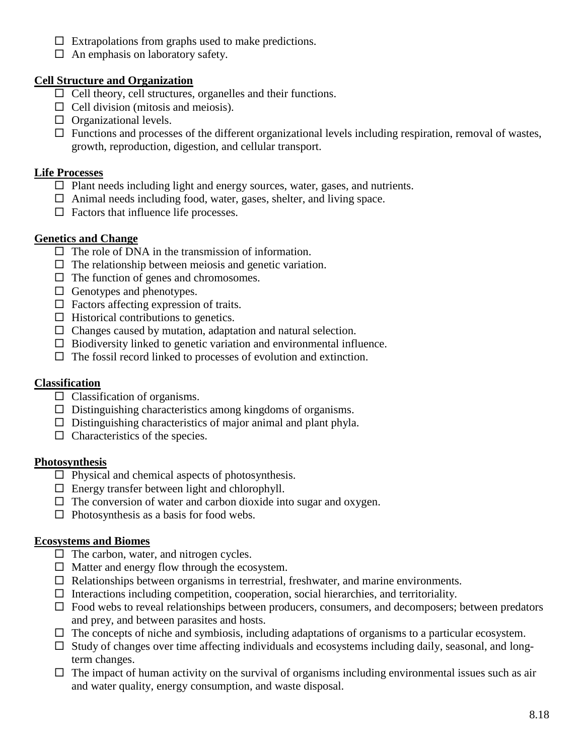- ☐ Extrapolations from graphs used to make predictions.
- ☐ An emphasis on laboratory safety.

**Cell Structure and Organization**

- ☐ Cell theory, cell structures, organelles and their functions.
- ☐ Cell division (mitosis and meiosis).
- ☐ Organizational levels.
- ☐ Functions and processes of the different organizational levels including respiration, removal of wastes, growth, reproduction, digestion, and cellular transport.

**Life Processes**

- ☐ Plant needs including light and energy sources, water, gases, and nutrients.
- ☐ Animal needs including food, water, gases, shelter, and living space.
- ☐ Factors that influence life processes.

**Genetics and Change**

- ☐ The role of DNA in the transmission of information.
- ☐ The relationship between meiosis and genetic variation.
- ☐ The function of genes and chromosomes.
- ☐ Genotypes and phenotypes.
- ☐ Factors affecting expression of traits.
- ☐ Historical contributions to genetics.
- ☐ Changes caused by mutation, adaptation and natural selection.
- ☐ Biodiversity linked to genetic variation and environmental influence.
- ☐ The fossil record linked to processes of evolution and extinction.

**Classification**

- ☐ Classification of organisms.
- ☐ Distinguishing characteristics among kingdoms of organisms.
- ☐ Distinguishing characteristics of major animal and plant phyla.
- ☐ Characteristics of the species.

**Photosynthesis**

- ☐ Physical and chemical aspects of photosynthesis.
- ☐ Energy transfer between light and chlorophyll.
- ☐ The conversion of water and carbon dioxide into sugar and oxygen.
- ☐ Photosynthesis as a basis for food webs.

**Ecosystems and Biomes**

- ☐ The carbon, water, and nitrogen cycles.
- ☐ Matter and energy flow through the ecosystem.
- ☐ Relationships between organisms in terrestrial, freshwater, and marine environments.
- ☐ Interactions including competition, cooperation, social hierarchies, and territoriality.
- ☐ Food webs to reveal relationships between producers, consumers, and decomposers; between predators and prey, and between parasites and hosts.
- ☐ The concepts of niche and symbiosis, including adaptations of organisms to a particular ecosystem.
- ☐ Study of changes over time affecting individuals and ecosystems including daily, seasonal, and long-term changes.
- ☐ The impact of human activity on the survival of organisms including environmental issues such as air and water quality, energy consumption, and waste disposal.

8.18